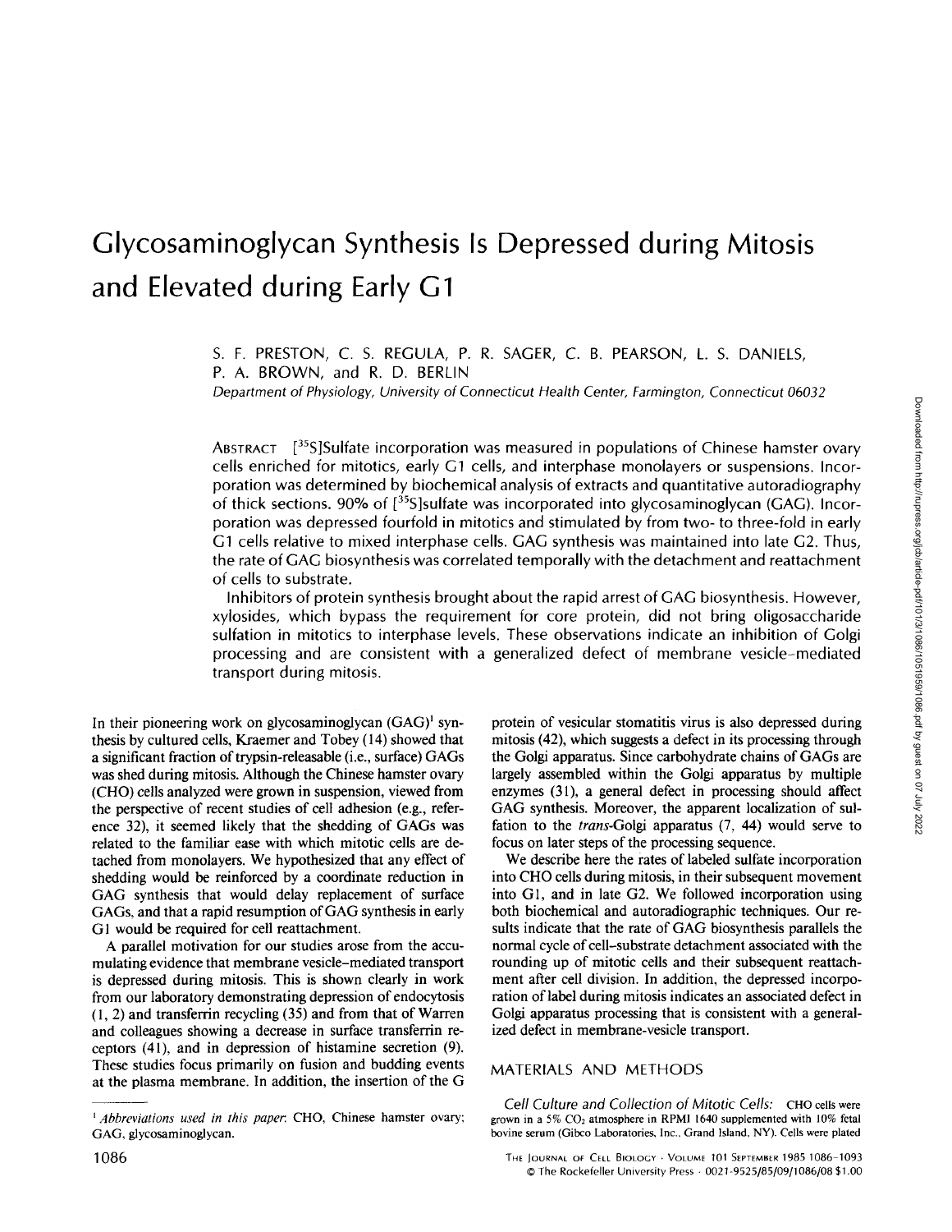# Glycosaminoglycan Synthesis Is Depressed during Mitosis and Elevated during Early G1

S. F. PRESTON, C. S. REGULA, P. R. SAGER, C. B. PEARSON, L. S. DANIELS, P. A. BROWN, and R. D. BERLIN

*Department of Physiology, University of Connecticut Health Center, Farmington, Connecticut 06032*

ABSTRACT [$^{35}$S]Sulfate incorporation was measured in populations of Chinese hamster ovary cells enriched for mitotics, early G1 cells, and interphase monolayers or suspensions. Incorporation was determined by biochemical analysis of extracts and quantitative autoradiography of thick sections. 90% of [$^{35}$S]sulfate was incorporated into glycosaminoglycan (GAG). Incorporation was depressed fourfold in mitotics and stimulated by from two- to three-fold in early G1 cells relative to mixed interphase cells. GAG synthesis was maintained into late G2. Thus, the rate of GAG biosynthesis was correlated temporally with the detachment and reattachment of cells to substrate.

Inhibitors of protein synthesis brought about the rapid arrest of GAG biosynthesis. However, xylosides, which bypass the requirement for core protein, did not bring oligosaccharide sulfation in mitotics to interphase levels. These observations indicate an inhibition of Golgi processing and are consistent with a generalized defect of membrane vesicle-mediated transport during mitosis.

In their pioneering work on glycosaminoglycan (GAG)[1] synthesis by cultured cells, Kraemer and Tobey (14) showed that a significant fraction of trypsin-releasable (i.e., surface) GAGs was shed during mitosis. Although the Chinese hamster ovary (CHO) cells analyzed were grown in suspension, viewed from the perspective of recent studies of cell adhesion (e.g., reference 32), it seemed likely that the shedding of GAGs was related to the familiar ease with which mitotic cells are detached from monolayers. We hypothesized that any effect of shedding would be reinforced by a coordinate reduction in GAG synthesis that would delay replacement of surface GAGs, and that a rapid resumption of GAG synthesis in early G1 would be required for cell reattachment.

A parallel motivation for our studies arose from the accumulating evidence that membrane vesicle-mediated transport is depressed during mitosis. This is shown clearly in work from our laboratory demonstrating depression of endocytosis (1, 2) and transferrin recycling (35) and from that of Warren and colleagues showing a decrease in surface transferrin receptors (41), and in depression of histamine secretion (9). These studies focus primarily on fusion and budding events at the plasma membrane. In addition, the insertion of the G protein of vesicular stomatitis virus is also depressed during mitosis (42), which suggests a defect in its processing through the Golgi apparatus. Since carbohydrate chains of GAGs are largely assembled within the Golgi apparatus by multiple enzymes (31), a general defect in processing should affect GAG synthesis. Moreover, the apparent localization of sulfation to the *trans*-Golgi apparatus (7, 44) would serve to focus on later steps of the processing sequence.

We describe here the rates of labeled sulfate incorporation into CHO cells during mitosis, in their subsequent movement into G1, and in late G2. We followed incorporation using both biochemical and autoradiographic techniques. Our results indicate that the rate of GAG biosynthesis parallels the normal cycle of cell-substrate detachment associated with the rounding up of mitotic cells and their subsequent reattachment after cell division. In addition, the depressed incorporation of label during mitosis indicates an associated defect in Golgi apparatus processing that is consistent with a generalized defect in membrane-vesicle transport.

## MATERIALS AND METHODS

*Cell Culture and Collection of Mitotic Cells:* CHO cells were grown in a 5% $CO_2$ atmosphere in RPMI 1640 supplemented with 10% fetal bovine serum (Gibco Laboratories, Inc., Grand Island, NY). Cells were plated

[1] *Abbreviations used in this paper:* CHO, Chinese hamster ovary; GAG, glycosaminoglycan.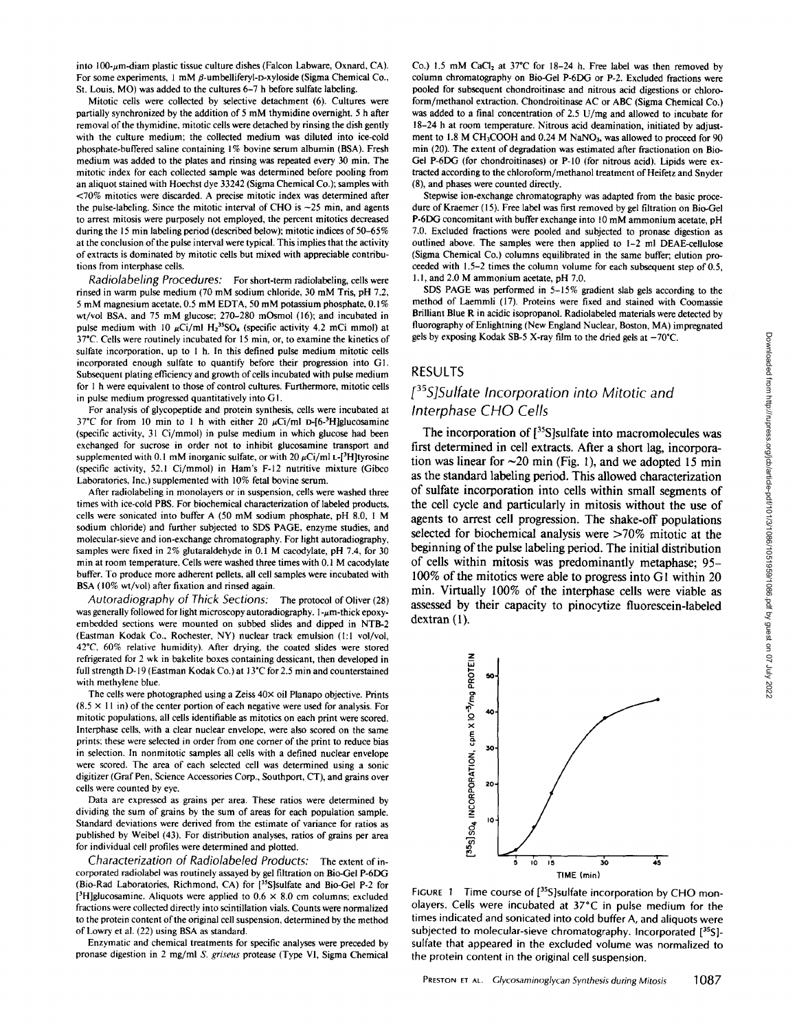into 100-μm-diam plastic tissue culture dishes (Falcon Labware, Oxnard, CA). For some experiments, 1 mM β-umbelliferyl-D-xyloside (Sigma Chemical Co., St. Louis, MO) was added to the cultures 6–7 h before sulfate labeling.

Mitotic cells were collected by selective detachment (6). Cultures were partially synchronized by the addition of 5 mM thymidine overnight. 5 h after removal of the thymidine, mitotic cells were detached by rinsing the dish gently with the culture medium; the collected medium was diluted into ice-cold phosphate-buffered saline containing 1% bovine serum albumin (BSA). Fresh medium was added to the plates and rinsing was repeated every 30 min. The mitotic index for each collected sample was determined before pooling from an aliquot stained with Hoechst dye 33242 (Sigma Chemical Co.); samples with <70% mitotics were discarded. A precise mitotic index was determined after the pulse-labeling. Since the mitotic interval of CHO is ~25 min, and agents to arrest mitosis were purposely not employed, the percent mitotics decreased during the 15 min labeling period (described below); mitotic indices of 50–65% at the conclusion of the pulse interval were typical. This implies that the activity of extracts is dominated by mitotic cells but mixed with appreciable contributions from interphase cells.

*Radiolabeling Procedures:* For short-term radiolabeling, cells were rinsed in warm pulse medium (70 mM sodium chloride, 30 mM Tris, pH 7.2, 5 mM magnesium acetate, 0.5 mM EDTA, 50 mM potassium phosphate, 0.1% wt/vol BSA, and 75 mM glucose; 270–280 mOsmol (16); and incubated in pulse medium with 10 μCi/ml $H_2{}^{35}SO_4$ (specific activity 4.2 mCi mmol) at 37°C. Cells were routinely incubated for 15 min, or, to examine the kinetics of sulfate incorporation, up to 1 h. In this defined pulse medium mitotic cells incorporated enough sulfate to quantify before their progression into G1. Subsequent plating efficiency and growth of cells incubated with pulse medium for 1 h were equivalent to those of control cultures. Furthermore, mitotic cells in pulse medium progressed quantitatively into G1.

For analysis of glycopeptide and protein synthesis, cells were incubated at 37°C for from 10 min to 1 h with either 20 μCi/ml D-[6-$^3$H]glucosamine (specific activity, 31 Ci/mmol) in pulse medium in which glucose had been exchanged for sucrose in order not to inhibit glucosamine transport and supplemented with 0.1 mM inorganic sulfate, or with 20 μCi/ml L-[$^3$H]tyrosine (specific activity, 52.1 Ci/mmol) in Ham's F-12 nutritive mixture (Gibco Laboratories, Inc.) supplemented with 10% fetal bovine serum.

After radiolabeling in monolayers or in suspension, cells were washed three times with ice-cold PBS. For biochemical characterization of labeled products, cells were sonicated into buffer A (50 mM sodium phosphate, pH 8.0, 1 M sodium chloride) and further subjected to SDS PAGE, enzyme studies, and molecular-sieve and ion-exchange chromatography. For light autoradiography, samples were fixed in 2% glutaraldehyde in 0.1 M cacodylate, pH 7.4, for 30 min at room temperature. Cells were washed three times with 0.1 M cacodylate buffer. To produce more adherent pellets, all cell samples were incubated with BSA (10% wt/vol) after fixation and rinsed again.

*Autoradiography of Thick Sections:* The protocol of Oliver (28) was generally followed for light microscopy autoradiography. 1-μm-thick epoxy-embedded sections were mounted on subbed slides and dipped in NTB-2 (Eastman Kodak Co., Rochester, NY) nuclear track emulsion (1:1 vol/vol, 42°C, 60% relative humidity). After drying, the coated slides were stored refrigerated for 2 wk in bakelite boxes containing dessicant, then developed in full strength D-19 (Eastman Kodak Co.) at 13°C for 2.5 min and counterstained with methylene blue.

The cells were photographed using a Zeiss 40× oil Planapo objective. Prints (8.5 × 11 in) of the center portion of each negative were used for analysis. For mitotic populations, all cells identifiable as mitotics on each print were scored. Interphase cells, with a clear nuclear envelope, were also scored on the same prints; these were selected in order from one corner of the print to reduce bias in selection. In nonmitotic samples all cells with a defined nuclear envelope were scored. The area of each selected cell was determined using a sonic digitizer (Graf Pen, Science Accessories Corp., Southport, CT), and grains over cells were counted by eye.

Data are expressed as grains per area. These ratios were determined by dividing the sum of grains by the sum of areas for each population sample. Standard deviations were derived from the estimate of variance for ratios as published by Weibel (43). For distribution analyses, ratios of grains per area for individual cell profiles were determined and plotted.

*Characterization of Radiolabeled Products:* The extent of incorporated radiolabel was routinely assayed by gel filtration on Bio-Gel P-6DG (Bio-Rad Laboratories, Richmond, CA) for [$^{35}$S]sulfate and Bio-Gel P-2 for [$^3$H]glucosamine. Aliquots were applied to 0.6 × 8.0 cm columns; excluded fractions were collected directly into scintillation vials. Counts were normalized to the protein content of the original cell suspension, determined by the method of Lowry et al. (22) using BSA as standard.

Enzymatic and chemical treatments for specific analyses were preceded by pronase digestion in 2 mg/ml *S. griseus* protease (Type VI, Sigma Chemical Co.) 1.5 mM $CaCl_2$ at 37°C for 18–24 h. Free label was then removed by column chromatography on Bio-Gel P-6DG or P-2. Excluded fractions were pooled for subsequent chondroitinase and nitrous acid digestions or chloroform/methanol extraction. Chondroitinase AC or ABC (Sigma Chemical Co.) was added to a final concentration of 2.5 U/mg and allowed to incubate for 18–24 h at room temperature. Nitrous acid deamination, initiated by adjustment to 1.8 M $CH_3COOH$ and 0.24 M $NaNO_3$, was allowed to proceed for 90 min (20). The extent of degradation was estimated after fractionation on Bio-Gel P-6DG (for chondroitinases) or P-10 (for nitrous acid). Lipids were extracted according to the chloroform/methanol treatment of Heifetz and Snyder (8), and phases were counted directly.

Stepwise ion-exchange chromatography was adapted from the basic procedure of Kraemer (15). Free label was first removed by gel filtration on Bio-Gel P-6DG concomitant with buffer exchange into 10 mM ammonium acetate, pH 7.0. Excluded fractions were pooled and subjected to pronase digestion as outlined above. The samples were then applied to 1–2 ml DEAE-cellulose (Sigma Chemical Co.) columns equilibrated in the same buffer; elution proceeded with 1.5–2 times the column volume for each subsequent step of 0.5, 1.1, and 2.0 M ammonium acetate, pH 7.0.

SDS PAGE was performed in 5–15% gradient slab gels according to the method of Laemmli (17). Proteins were fixed and stained with Coomassie Brilliant Blue R in acidic isopropanol. Radiolabeled materials were detected by fluorography of Enlightning (New England Nuclear, Boston, MA) impregnated gels by exposing Kodak SB-5 X-ray film to the dried gels at −70°C.

## RESULTS

### [$^{35}$S]Sulfate Incorporation into Mitotic and Interphase CHO Cells

The incorporation of [$^{35}$S]sulfate into macromolecules was first determined in cell extracts. After a short lag, incorporation was linear for ~20 min (Fig. 1), and we adopted 15 min as the standard labeling period. This allowed characterization of sulfate incorporation into cells within small segments of the cell cycle and particularly in mitosis without the use of agents to arrest cell progression. The shake-off populations selected for biochemical analysis were >70% mitotic at the beginning of the pulse labeling period. The initial distribution of cells within mitosis was predominantly metaphase; 95–100% of the mitotics were able to progress into G1 within 20 min. Virtually 100% of the interphase cells were viable as assessed by their capacity to pinocytize fluorescein-labeled dextran (1).

FIGURE 1 Time course of [$^{35}$S]sulfate incorporation by CHO monolayers. Cells were incubated at 37°C in pulse medium for the times indicated and sonicated into cold buffer A, and aliquots were subjected to molecular-sieve chromatography. Incorporated [$^{35}$S]-sulfate that appeared in the excluded volume was normalized to the protein content in the original cell suspension.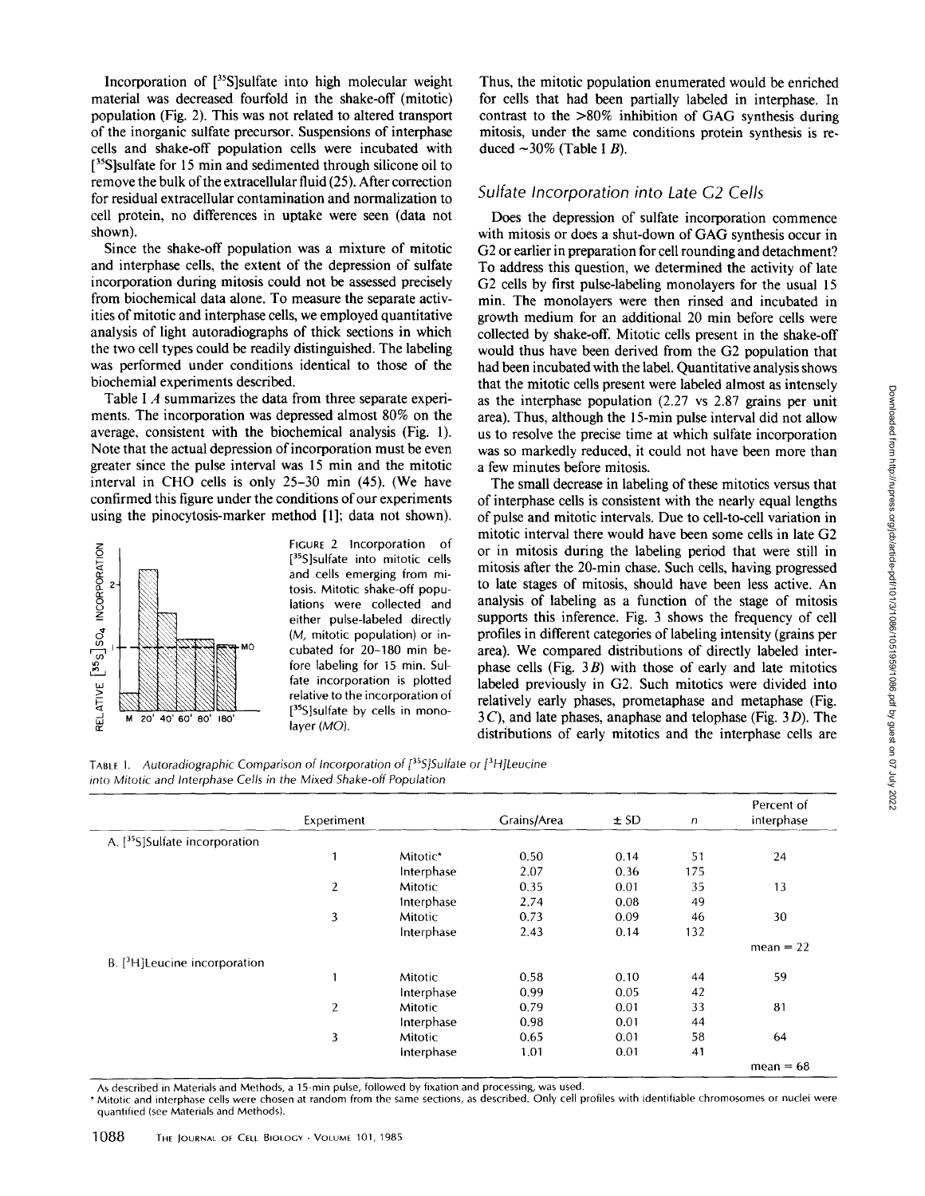Incorporation of [$^{35}$S]sulfate into high molecular weight material was decreased fourfold in the shake-off (mitotic) population (Fig. 2). This was not related to altered transport of the inorganic sulfate precursor. Suspensions of interphase cells and shake-off population cells were incubated with [$^{35}$S]sulfate for 15 min and sedimented through silicone oil to remove the bulk of the extracellular fluid (25). After correction for residual extracellular contamination and normalization to cell protein, no differences in uptake were seen (data not shown).

Since the shake-off population was a mixture of mitotic and interphase cells, the extent of the depression of sulfate incorporation during mitosis could not be assessed precisely from biochemical data alone. To measure the separate activities of mitotic and interphase cells, we employed quantitative analysis of light autoradiographs of thick sections in which the two cell types could be readily distinguished. The labeling was performed under conditions identical to those of the biochemical experiments described.

Table I *A* summarizes the data from three separate experiments. The incorporation was depressed almost 80% on the average, consistent with the biochemical analysis (Fig. 1). Note that the actual depression of incorporation must be even greater since the pulse interval was 15 min and the mitotic interval in CHO cells is only 25–30 min (45). (We have confirmed this figure under the conditions of our experiments using the pinocytosis-marker method [1]; data not shown).

FIGURE 2 Incorporation of [$^{35}$S]sulfate into mitotic cells and cells emerging from mitosis. Mitotic shake-off populations were collected and either pulse-labeled directly (*M*, mitotic population) or incubated for 20–180 min before labeling for 15 min. Sulfate incorporation is plotted relative to the incorporation of [$^{35}$S]sulfate by cells in monolayer (*MO*).

Thus, the mitotic population enumerated would be enriched for cells that had been partially labeled in interphase. In contrast to the >80% inhibition of GAG synthesis during mitosis, under the same conditions protein synthesis is reduced ~30% (Table I *B*).

## Sulfate Incorporation into Late G2 Cells

Does the depression of sulfate incorporation commence with mitosis or does a shut-down of GAG synthesis occur in G2 or earlier in preparation for cell rounding and detachment? To address this question, we determined the activity of late G2 cells by first pulse-labeling monolayers for the usual 15 min. The monolayers were then rinsed and incubated in growth medium for an additional 20 min before cells were collected by shake-off. Mitotic cells present in the shake-off would thus have been derived from the G2 population that had been incubated with the label. Quantitative analysis shows that the mitotic cells present were labeled almost as intensely as the interphase population (2.27 vs 2.87 grains per unit area). Thus, although the 15-min pulse interval did not allow us to resolve the precise time at which sulfate incorporation was so markedly reduced, it could not have been more than a few minutes before mitosis.

The small decrease in labeling of these mitotics versus that of interphase cells is consistent with the nearly equal lengths of pulse and mitotic intervals. Due to cell-to-cell variation in mitotic interval there would have been some cells in late G2 or in mitosis during the labeling period that were still in mitosis after the 20-min chase. Such cells, having progressed to late stages of mitosis, should have been less active. An analysis of labeling as a function of the stage of mitosis supports this inference. Fig. 3 shows the frequency of cell profiles in different categories of labeling intensity (grains per area). We compared distributions of directly labeled interphase cells (Fig. 3*B*) with those of early and late mitotics labeled previously in G2. Such mitotics were divided into relatively early phases, prometaphase and metaphase (Fig. 3*C*), and late phases, anaphase and telophase (Fig. 3*D*). The distributions of early mitotics and the interphase cells are

TABLE I. *Autoradiographic Comparison of Incorporation of [$^{35}$S]Sulfate or [$^{3}$H]Leucine into Mitotic and Interphase Cells in the Mixed Shake-off Population*

| | Experiment | | Grains/Area | ± SD | *n* | Percent of interphase |
|---|---|---|---|---|---|---|
| A. [$^{35}$S]Sulfate incorporation | | | | | | |
| | 1 | Mitotic* | 0.50 | 0.14 | 51 | 24 |
| | | Interphase | 2.07 | 0.36 | 175 | |
| | 2 | Mitotic | 0.35 | 0.01 | 35 | 13 |
| | | Interphase | 2.74 | 0.08 | 49 | |
| | 3 | Mitotic | 0.73 | 0.09 | 46 | 30 |
| | | Interphase | 2.43 | 0.14 | 132 | |
| | | | | | | mean = 22 |
| B. [$^{3}$H]Leucine incorporation | | | | | | |
| | 1 | Mitotic | 0.58 | 0.10 | 44 | 59 |
| | | Interphase | 0.99 | 0.05 | 42 | |
| | 2 | Mitotic | 0.79 | 0.01 | 33 | 81 |
| | | Interphase | 0.98 | 0.01 | 44 | |
| | 3 | Mitotic | 0.65 | 0.01 | 58 | 64 |
| | | Interphase | 1.01 | 0.01 | 41 | |
| | | | | | | mean = 68 |

As described in Materials and Methods, a 15-min pulse, followed by fixation and processing, was used.

* Mitotic and interphase cells were chosen at random from the same sections, as described. Only cell profiles with identifiable chromosomes or nuclei were quantified (see Materials and Methods).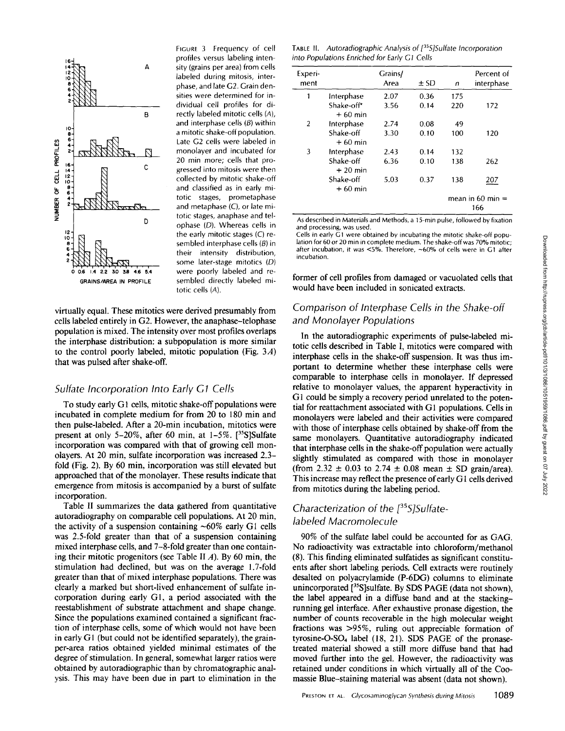FIGURE 3 Frequency of cell profiles versus labeling intensity (grains per area) from cells labeled during mitosis, interphase, and late G2. Grain densities were determined for individual cell profiles for directly labeled mitotic cells (A), and interphase cells (B) within a mitotic shake-off population. Late G2 cells were labeled in monolayer and incubated for 20 min more; cells that progressed into mitosis were then collected by mitotic shake-off and classified as in early mitotic stages, prometaphase and metaphase (C), or late mitotic stages, anaphase and telophase (D). Whereas cells in the early mitotic stages (C) resembled interphase cells (B) in their intensity distribution, some later-stage mitotics (D) were poorly labeled and resembled directly labeled mitotic cells (A).

virtually equal. These mitotics were derived presumably from cells labeled entirely in G2. However, the anaphase–telophase population is mixed. The intensity over most profiles overlaps the interphase distribution: a subpopulation is more similar to the control poorly labeled, mitotic population (Fig. 3*A*) that was pulsed after shake-off.

## Sulfate Incorporation Into Early G1 Cells

To study early G1 cells, mitotic shake-off populations were incubated in complete medium for from 20 to 180 min and then pulse-labeled. After a 20-min incubation, mitotics were present at only 5–20%, after 60 min, at 1–5%. [$^{35}$S]Sulfate incorporation was compared with that of growing cell monolayers. At 20 min, sulfate incorporation was increased 2.3-fold (Fig. 2). By 60 min, incorporation was still elevated but approached that of the monolayer. These results indicate that emergence from mitosis is accompanied by a burst of sulfate incorporation.

Table II summarizes the data gathered from quantitative autoradiography on comparable cell populations. At 20 min, the activity of a suspension containing ~60% early G1 cells was 2.5-fold greater than that of a suspension containing mixed interphase cells, and 7–8-fold greater than one containing their mitotic progenitors (see Table II *A*). By 60 min, the stimulation had declined, but was on the average 1.7-fold greater than that of mixed interphase populations. There was clearly a marked but short-lived enhancement of sulfate incorporation during early G1, a period associated with the reestablishment of substrate attachment and shape change. Since the populations examined contained a significant fraction of interphase cells, some of which would not have been in early G1 (but could not be identified separately), the grain-per-area ratios obtained yielded minimal estimates of the degree of stimulation. In general, somewhat larger ratios were obtained by autoradiographic than by chromatographic analysis. This may have been due in part to elimination in the former of cell profiles from damaged or vacuolated cells that would have been included in sonicated extracts.

TABLE II. *Autoradiographic Analysis of [$^{35}$S]Sulfate Incorporation into Populations Enriched for Early G1 Cells*

| Experiment | | Grains/Area | ± SD | n | Percent of interphase |
|---|---|---|---|---|---|
| 1 | Interphase | 2.07 | 0.36 | 175 | |
| | Shake-off* + 60 min | 3.56 | 0.14 | 220 | 172 |
| 2 | Interphase | 2.74 | 0.08 | 49 | |
| | Shake-off + 60 min | 3.30 | 0.10 | 100 | 120 |
| 3 | Interphase | 2.43 | 0.14 | 132 | |
| | Shake-off + 20 min | 6.36 | 0.10 | 138 | 262 |
| | Shake-off + 60 min | 5.03 | 0.37 | 138 | 207 |
| | | | | | mean in 60 min = 166 |

As described in Materials and Methods, a 15-min pulse, followed by fixation and processing, was used.

Cells in early G1 were obtained by incubating the mitotic shake-off population for 60 or 20 min in complete medium. The shake-off was 70% mitotic; after incubation, it was <5%. Therefore, ~60% of cells were in G1 after incubation.

## Comparison of Interphase Cells in the Shake-off and Monolayer Populations

In the autoradiographic experiments of pulse-labeled mitotic cells described in Table I, mitotics were compared with interphase cells in the shake-off suspension. It was thus important to determine whether these interphase cells were comparable to interphase cells in monolayer. If depressed relative to monolayer values, the apparent hyperactivity in G1 could be simply a recovery period unrelated to the potential for reattachment associated with G1 populations. Cells in monolayers were labeled and their activities were compared with those of interphase cells obtained by shake-off from the same monolayers. Quantitative autoradiography indicated that interphase cells in the shake-off population were actually slightly stimulated as compared with those in monolayer (from 2.32 ± 0.03 to 2.74 ± 0.08 mean ± SD grain/area). This increase may reflect the presence of early G1 cells derived from mitotics during the labeling period.

## Characterization of the [$^{35}$S]Sulfate-labeled Macromolecule

90% of the sulfate label could be accounted for as GAG. No radioactivity was extractable into chloroform/methanol (8). This finding eliminated sulfatides as significant constituents after short labeling periods. Cell extracts were routinely desalted on polyacrylamide (P-6DG) columns to eliminate unincorporated [$^{35}$S]sulfate. By SDS PAGE (data not shown), the label appeared in a diffuse band and at the stacking–running gel interface. After exhaustive pronase digestion, the number of counts recoverable in the high molecular weight fractions was >95%, ruling out appreciable formation of tyrosine-O-$SO_4$ label (18, 21). SDS PAGE of the pronase-treated material showed a still more diffuse band that had moved further into the gel. However, the radioactivity was retained under conditions in which virtually all of the Coomassie Blue-staining material was absent (data not shown).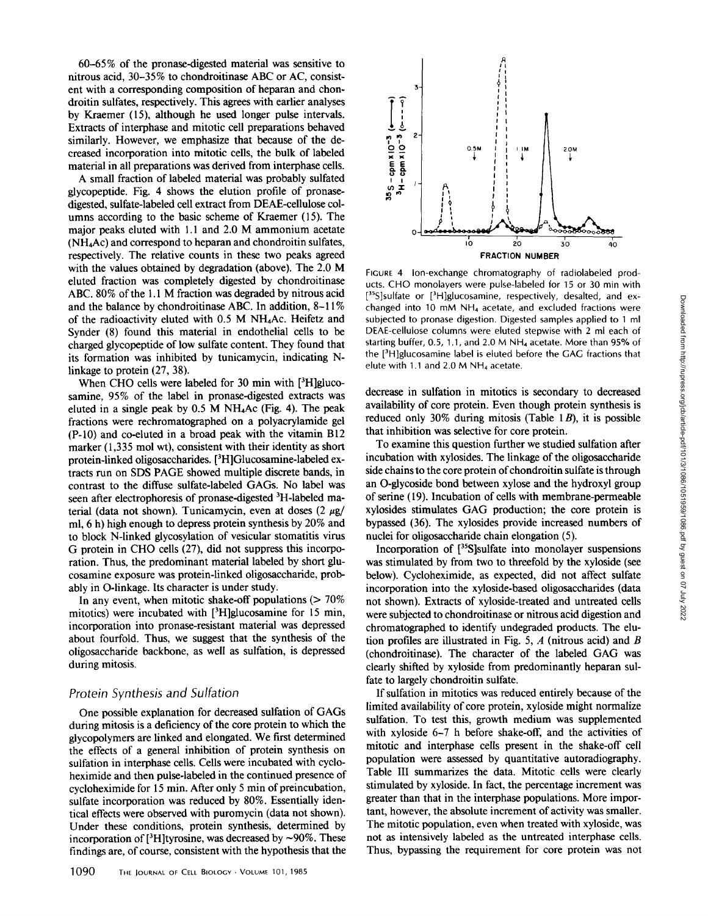60–65% of the pronase-digested material was sensitive to nitrous acid, 30–35% to chondroitinase ABC or AC, consistent with a corresponding composition of heparan and chondroitin sulfates, respectively. This agrees with earlier analyses by Kraemer (15), although he used longer pulse intervals. Extracts of interphase and mitotic cell preparations behaved similarly. However, we emphasize that because of the decreased incorporation into mitotic cells, the bulk of labeled material in all preparations was derived from interphase cells.

A small fraction of labeled material was probably sulfated glycopeptide. Fig. 4 shows the elution profile of pronase-digested, sulfate-labeled cell extract from DEAE-cellulose columns according to the basic scheme of Kraemer (15). The major peaks eluted with 1.1 and 2.0 M ammonium acetate ($NH_4Ac$) and correspond to heparan and chondroitin sulfates, respectively. The relative counts in these two peaks agreed with the values obtained by degradation (above). The 2.0 M eluted fraction was completely digested by chondroitinase ABC. 80% of the 1.1 M fraction was degraded by nitrous acid and the balance by chondroitinase ABC. In addition, 8–11% of the radioactivity eluted with 0.5 M $NH_4Ac$. Heifetz and Synder (8) found this material in endothelial cells to be charged glycopeptide of low sulfate content. They found that its formation was inhibited by tunicamycin, indicating N-linkage to protein (27, 38).

When CHO cells were labeled for 30 min with [$^3$H]glucosamine, 95% of the label in pronase-digested extracts was eluted in a single peak by 0.5 M $NH_4Ac$ (Fig. 4). The peak fractions were rechromatographed on a polyacrylamide gel (P-10) and co-eluted in a broad peak with the vitamin B12 marker (1,335 mol wt), consistent with their identity as short protein-linked oligosaccharides. [$^3$H]Glucosamine-labeled extracts run on SDS PAGE showed multiple discrete bands, in contrast to the diffuse sulfate-labeled GAGs. No label was seen after electrophoresis of pronase-digested $^3$H-labeled material (data not shown). Tunicamycin, even at doses (2 μg/ml, 6 h) high enough to depress protein synthesis by 20% and to block N-linked glycosylation of vesicular stomatitis virus G protein in CHO cells (27), did not suppress this incorporation. Thus, the predominant material labeled by short glucosamine exposure was protein-linked oligosaccharide, probably in O-linkage. Its character is under study.

In any event, when mitotic shake-off populations (> 70% mitotics) were incubated with [$^3$H]glucosamine for 15 min, incorporation into pronase-resistant material was depressed about fourfold. Thus, we suggest that the synthesis of the oligosaccharide backbone, as well as sulfation, is depressed during mitosis.

## Protein Synthesis and Sulfation

One possible explanation for decreased sulfation of GAGs during mitosis is a deficiency of the core protein to which the glycopolymers are linked and elongated. We first determined the effects of a general inhibition of protein synthesis on sulfation in interphase cells. Cells were incubated with cycloheximide and then pulse-labeled in the continued presence of cycloheximide for 15 min. After only 5 min of preincubation, sulfate incorporation was reduced by 80%. Essentially identical effects were observed with puromycin (data not shown). Under these conditions, protein synthesis, determined by incorporation of [$^3$H]tyrosine, was decreased by ~90%. These findings are, of course, consistent with the hypothesis that the decrease in sulfation in mitotics is secondary to decreased availability of core protein. Even though protein synthesis is reduced only 30% during mitosis (Table 1*B*), it is possible that inhibition was selective for core protein.

FIGURE 4 Ion-exchange chromatography of radiolabeled products. CHO monolayers were pulse-labeled for 15 or 30 min with [$^{35}$S]sulfate or [$^3$H]glucosamine, respectively, desalted, and exchanged into 10 mM $NH_4$ acetate, and excluded fractions were subjected to pronase digestion. Digested samples applied to 1 ml DEAE-cellulose columns were eluted stepwise with 2 ml each of starting buffer, 0.5, 1.1, and 2.0 M $NH_4$ acetate. More than 95% of the [$^3$H]glucosamine label is eluted before the GAG fractions that elute with 1.1 and 2.0 M $NH_4$ acetate.

To examine this question further we studied sulfation after incubation with xylosides. The linkage of the oligosaccharide side chains to the core protein of chondroitin sulfate is through an O-glycoside bond between xylose and the hydroxyl group of serine (19). Incubation of cells with membrane-permeable xylosides stimulates GAG production; the core protein is bypassed (36). The xylosides provide increased numbers of nuclei for oligosaccharide chain elongation (5).

Incorporation of [$^{35}$S]sulfate into monolayer suspensions was stimulated by from two to threefold by the xyloside (see below). Cycloheximide, as expected, did not affect sulfate incorporation into the xyloside-based oligosaccharides (data not shown). Extracts of xyloside-treated and untreated cells were subjected to chondroitinase or nitrous acid digestion and chromatographed to identify undegraded products. The elution profiles are illustrated in Fig. 5, *A* (nitrous acid) and *B* (chondroitinase). The character of the labeled GAG was clearly shifted by xyloside from predominantly heparan sulfate to largely chondroitin sulfate.

If sulfation in mitotics was reduced entirely because of the limited availability of core protein, xyloside might normalize sulfation. To test this, growth medium was supplemented with xyloside 6–7 h before shake-off, and the activities of mitotic and interphase cells present in the shake-off cell population were assessed by quantitative autoradiography. Table III summarizes the data. Mitotic cells were clearly stimulated by xyloside. In fact, the percentage increment was greater than that in the interphase populations. More important, however, the absolute increment of activity was smaller. The mitotic population, even when treated with xyloside, was not as intensively labeled as the untreated interphase cells. Thus, bypassing the requirement for core protein was not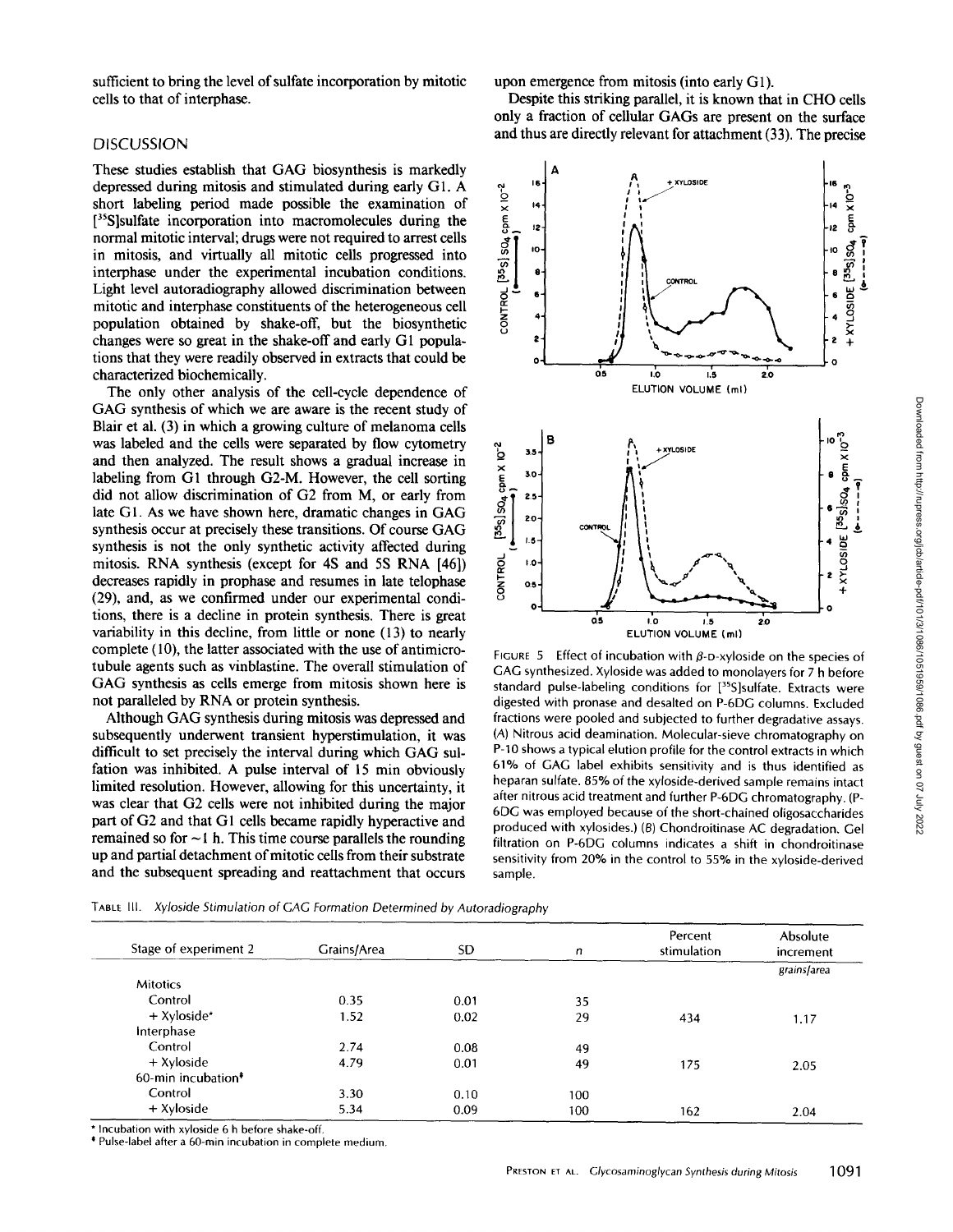sufficient to bring the level of sulfate incorporation by mitotic cells to that of interphase.

## DISCUSSION

These studies establish that GAG biosynthesis is markedly depressed during mitosis and stimulated during early G1. A short labeling period made possible the examination of [$^{35}$S]sulfate incorporation into macromolecules during the normal mitotic interval; drugs were not required to arrest cells in mitosis, and virtually all mitotic cells progressed into interphase under the experimental incubation conditions. Light level autoradiography allowed discrimination between mitotic and interphase constituents of the heterogeneous cell population obtained by shake-off, but the biosynthetic changes were so great in the shake-off and early G1 populations that they were readily observed in extracts that could be characterized biochemically.

The only other analysis of the cell-cycle dependence of GAG synthesis of which we are aware is the recent study of Blair et al. (3) in which a growing culture of melanoma cells was labeled and the cells were separated by flow cytometry and then analyzed. The result shows a gradual increase in labeling from G1 through G2-M. However, the cell sorting did not allow discrimination of G2 from M, or early from late G1. As we have shown here, dramatic changes in GAG synthesis occur at precisely these transitions. Of course GAG synthesis is not the only synthetic activity affected during mitosis. RNA synthesis (except for 4S and 5S RNA [46]) decreases rapidly in prophase and resumes in late telophase (29), and, as we confirmed under our experimental conditions, there is a decline in protein synthesis. There is great variability in this decline, from little or none (13) to nearly complete (10), the latter associated with the use of antimicrotubule agents such as vinblastine. The overall stimulation of GAG synthesis as cells emerge from mitosis shown here is not paralleled by RNA or protein synthesis.

Although GAG synthesis during mitosis was depressed and subsequently underwent transient hyperstimulation, it was difficult to set precisely the interval during which GAG sulfation was inhibited. A pulse interval of 15 min obviously limited resolution. However, allowing for this uncertainty, it was clear that G2 cells were not inhibited during the major part of G2 and that G1 cells became rapidly hyperactive and remained so for ~1 h. This time course parallels the rounding up and partial detachment of mitotic cells from their substrate and the subsequent spreading and reattachment that occurs upon emergence from mitosis (into early G1).

Despite this striking parallel, it is known that in CHO cells only a fraction of cellular GAGs are present on the surface and thus are directly relevant for attachment (33). The precise

FIGURE 5 Effect of incubation with β-D-xyloside on the species of GAG synthesized. Xyloside was added to monolayers for 7 h before standard pulse-labeling conditions for [$^{35}$S]sulfate. Extracts were digested with pronase and desalted on P-6DG columns. Excluded fractions were pooled and subjected to further degradative assays. (A) Nitrous acid deamination. Molecular-sieve chromatography on P-10 shows a typical elution profile for the control extracts in which 61% of GAG label exhibits sensitivity and is thus identified as heparan sulfate. 85% of the xyloside-derived sample remains intact after nitrous acid treatment and further P-6DG chromatography. (P-6DG was employed because of the short-chained oligosaccharides produced with xylosides.) (B) Chondroitinase AC degradation. Gel filtration on P-6DG columns indicates a shift in chondroitinase sensitivity from 20% in the control to 55% in the xyloside-derived sample.

TABLE III. *Xyloside Stimulation of GAG Formation Determined by Autoradiography*

| Stage of experiment 2 | Grains/Area | SD | *n* | Percent stimulation | Absolute increment |
|---|---|---|---|---|---|
| | | | | | *grains/area* |
| Mitotics | | | | | |
| Control | 0.35 | 0.01 | 35 | | |
| + Xyloside* | 1.52 | 0.02 | 29 | 434 | 1.17 |
| Interphase | | | | | |
| Control | 2.74 | 0.08 | 49 | | |
| + Xyloside | 4.79 | 0.01 | 49 | 175 | 2.05 |
| 60-min incubation‡ | | | | | |
| Control | 3.30 | 0.10 | 100 | | |
| + Xyloside | 5.34 | 0.09 | 100 | 162 | 2.04 |

\* Incubation with xyloside 6 h before shake-off.

‡ Pulse-label after a 60-min incubation in complete medium.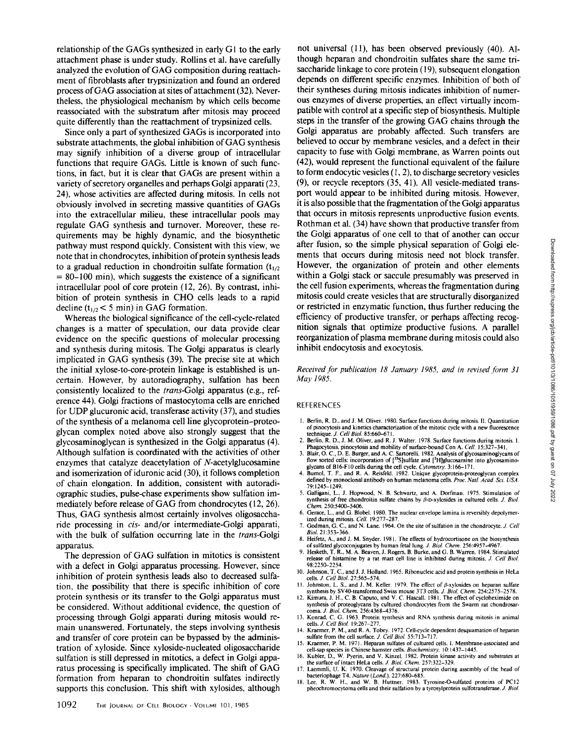relationship of the GAGs synthesized in early G1 to the early attachment phase is under study. Rollins et al. have carefully analyzed the evolution of GAG composition during reattachment of fibroblasts after trypsinization and found an ordered process of GAG association at sites of attachment (32). Nevertheless, the physiological mechanism by which cells become reassociated with the substratum after mitosis may proceed quite differently than the reattachment of trypsinized cells.

Since only a part of synthesized GAGs is incorporated into substrate attachments, the global inhibition of GAG synthesis may signify inhibition of a diverse group of intracellular functions that require GAGs. Little is known of such functions, in fact, but it is clear that GAGs are present within a variety of secretory organelles and perhaps Golgi apparati (23, 24), whose activities are affected during mitosis. In cells not obviously involved in secreting massive quantities of GAGs into the extracellular milieu, these intracellular pools may regulate GAG synthesis and turnover. Moreover, these requirements may be highly dynamic, and the biosynthetic pathway must respond quickly. Consistent with this view, we note that in chondrocytes, inhibition of protein synthesis leads to a gradual reduction in chondroitin sulfate formation ($t_{1/2}$ = 80–100 min), which suggests the existence of a significant intracellular pool of core protein (12, 26). By contrast, inhibition of protein synthesis in CHO cells leads to a rapid decline ($t_{1/2} < 5$ min) in GAG formation.

Whereas the biological significance of the cell-cycle-related changes is a matter of speculation, our data provide clear evidence on the specific questions of molecular processing and synthesis during mitosis. The Golgi apparatus is clearly implicated in GAG synthesis (39). The precise site at which the initial xylose-to-core-protein linkage is established is uncertain. However, by autoradiography, sulfation has been consistently localized to the *trans*-Golgi apparatus (e.g., reference 44). Golgi fractions of mastocytoma cells are enriched for UDP glucuronic acid, transferase activity (37), and studies of the synthesis of a melanoma cell line glycoprotein–proteoglycan complex noted above also strongly suggest that the glycosaminoglycan is synthesized in the Golgi apparatus (4). Although sulfation is coordinated with the activities of other enzymes that catalyze deacetylation of *N*-acetylglucosamine and isomerization of iduronic acid (30), it follows completion of chain elongation. In addition, consistent with autoradiographic studies, pulse-chase experiments show sulfation immediately before release of GAG from chondrocytes (12, 26). Thus, GAG synthesis almost certainly involves oligosaccharide processing in *cis*- and/or intermediate-Golgi apparati, with the bulk of sulfation occurring late in the *trans*-Golgi apparatus.

The depression of GAG sulfation in mitotics is consistent with a defect in Golgi apparatus processing. However, since inhibition of protein synthesis leads also to decreased sulfation, the possibility that there is specific inhibition of core protein synthesis or its transfer to the Golgi apparatus must be considered. Without additional evidence, the question of processing through Golgi apparati during mitosis would remain unanswered. Fortunately, the steps involving synthesis and transfer of core protein can be bypassed by the administration of xyloside. Since xyloside-nucleated oligosaccharide sulfation is still depressed in mitotics, a defect in Golgi apparatus processing is specifically implicated. The shift of GAG formation from heparan to chondroitin sulfates indirectly supports this conclusion. This shift with xylosides, although not universal (11), has been observed previously (40). Although heparan and chondroitin sulfates share the same trisaccharide linkage to core protein (19), subsequent elongation depends on different specific enzymes. Inhibition of both of their syntheses during mitosis indicates inhibition of numerous enzymes of diverse properties, an effect virtually incompatible with control at a specific step of biosynthesis. Multiple steps in the transfer of the growing GAG chains through the Golgi apparatus are probably affected. Such transfers are believed to occur by membrane vesicles, and a defect in their capacity to fuse with Golgi membrane, as Warren points out (42), would represent the functional equivalent of the failure to form endocytic vesicles (1, 2), to discharge secretory vesicles (9), or recycle receptors (35, 41). All vesicle-mediated transport would appear to be inhibited during mitosis. However, it is also possible that the fragmentation of the Golgi apparatus that occurs in mitosis represents unproductive fusion events. Rothman et al. (34) have shown that productive transfer from the Golgi apparatus of one cell to that of another can occur after fusion, so the simple physical separation of Golgi elements that occurs during mitosis need not block transfer. However, the organization of protein and other elements within a Golgi stack or saccule presumably was preserved in the cell fusion experiments, whereas the fragmentation during mitosis could create vesicles that are structurally disorganized or restricted in enzymatic function, thus further reducing the efficiency of productive transfer, or perhaps affecting recognition signals that optimize productive fusions. A parallel reorganization of plasma membrane during mitosis could also inhibit endocytosis and exocytosis.

*Received for publication 18 January 1985, and in revised form 31 May 1985.*

## REFERENCES

1. Berlin, R. D., and J. M. Oliver. 1980. Surface functions during mitosis. II. Quantitation of pinocytosis and kinetics characterization of the mitotic cycle with a new fluorescence technique. *J. Cell Biol.* 85:660–671.
2. Berlin, R. D., J. M. Oliver, and R. J. Walter. 1978. Surface functions during mitosis. I. Phagocytosis, pinocytosis and mobility of surface-bound Con A. *Cell.* 15:327–341.
3. Blair, O. C., D. E. Burger, and A. C. Sartorelli. 1982. Analysis of glycosaminoglycans of flow sorted cells: incorporation of [$^{35}$S]sulfate and [$^{3}$H]glucosamine into glycosaminoglycans of B16-F10 cells during the cell cycle. *Cytometry.* 3:166–171.
4. Bumol, T. F., and R. A. Reisfeld. 1982. Unique glycoprotein-proteoglycan complex defined by monoclonal antibody on human melanoma cells. *Proc. Natl. Acad. Sci. USA.* 79:1245–1249.
5. Galligani, L., J. Hopwood, N. B. Schwartz, and A. Dorfman. 1975. Stimulation of synthesis of free chondroitin sulfate chains by β-D-xylosides in cultured cells. *J. Biol. Chem.* 250:5400–5406.
6. Gerace, L., and G. Blobel. 1980. The nuclear envelope lamina is reversibly depolymerized during mitosis. *Cell.* 19:277–287.
7. Godman, G. C., and N. Lane. 1964. On the site of sulfation in the chondrocyte. *J. Cell Biol.* 21:353–366.
8. Heifetz, A., and J. M. Snyder. 1981. The effects of hydrocortisone on the biosynthesis of sulfated glycoconjugates by human fetal lung. *J. Biol. Chem.* 256:4957–4967.
9. Hesketh, T. R., M. A. Beaven, J. Rogers, B. Burke, and G. B. Warren. 1984. Stimulated release of histamine by a rat mast cell line is inhibited during mitosis. *J. Cell Biol.* 98:2250–2254.
10. Johnson, T. C., and J. J. Holland. 1965. Ribonucleic acid and protein synthesis in HeLa cells. *J. Cell Biol.* 27:565–574.
11. Johnston, L. S., and J. M. Keller. 1979. The effect of β-xylosides on heparan sulfate synthesis by SV40-transformed Swiss mouse 3T3 cells. *J. Biol. Chem.* 254:2575–2578.
12. Kimura, J. H., C. B. Caputo, and V. C. Hascall. 1981. The effect of cycloheximide on synthesis of proteoglycans by cultured chondrocytes from the Swarm rat chondrosarcoma. *J. Biol. Chem.* 256:4368–4376.
13. Konrad, C. G. 1963. Protein synthesis and RNA synthesis during mitosis in animal cells. *J. Cell Biol.* 19:267–277.
14. Kraemer, P. M., and R. A. Tobey. 1972. Cell-cycle dependent desquamation of heparan sulfate from the cell surface. *J. Cell Biol.* 55:713–717.
15. Kraemer, P. M. 1971. Heparan sulfates of cultured cells. I. Membrane-associated and cell-sap species in Chinese hamster cells. *Biochemistry.* 10:1437–1445.
16. Kubler, D., W. Pyerin, and V. Kinzel. 1982. Protein kinase activity and substrates at the surface of intact HeLa cells. *J. Biol. Chem.* 257:322–329.
17. Laemmli, U. K. 1970. Cleavage of structural protein during assembly of the head of bacteriophage T4. *Nature (Lond.).* 227:680–685.
18. Lee, R. W. H., and W. B. Huttner. 1983. Tyrosine-O-sulfated proteins of PC12 pheochromocytoma cells and their sulfation by a tyrosylprotein sulfotransferase. *J. Biol.*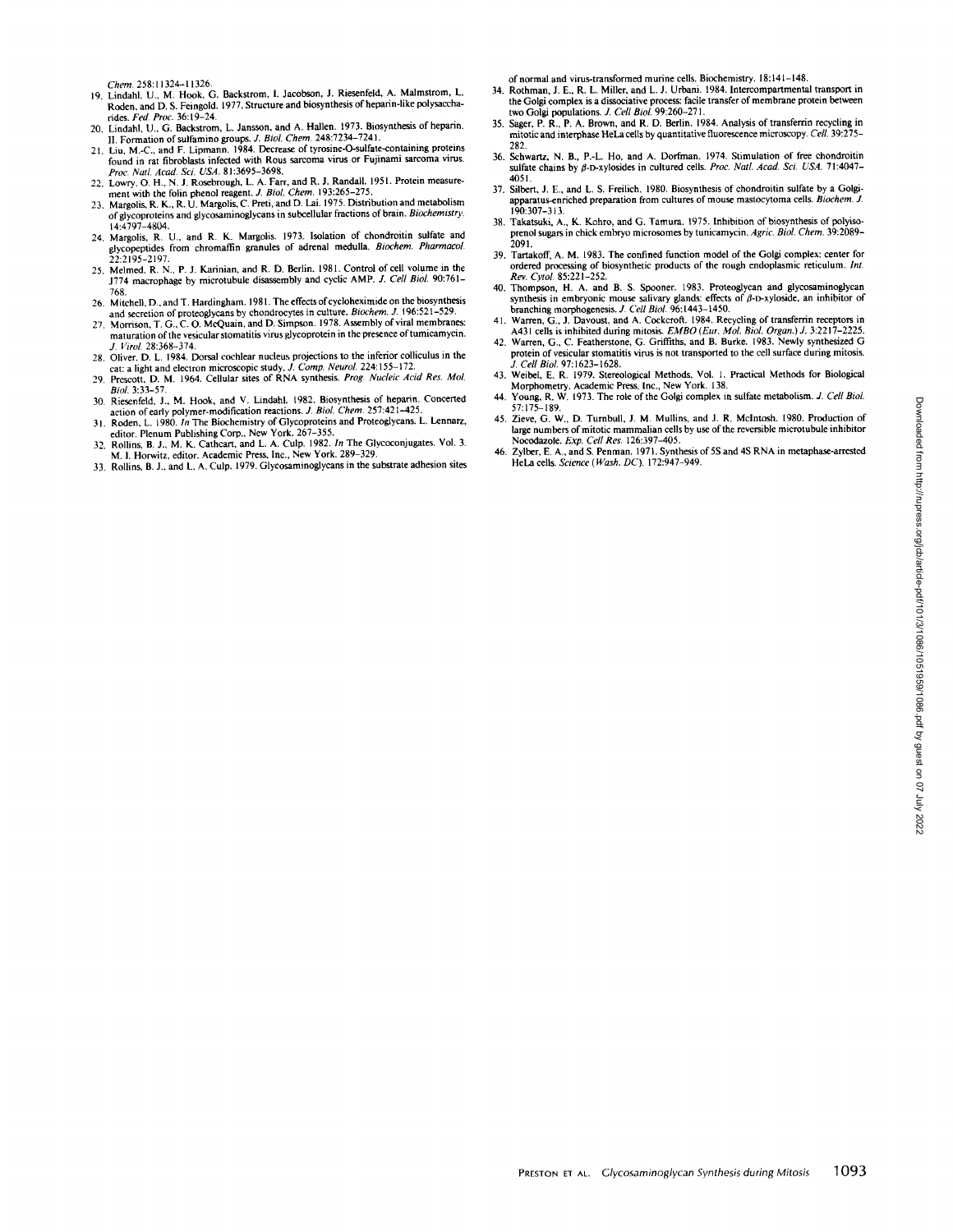*Chem.* 258:11324–11326.

19. Lindahl, U., M. Hook, G. Backstrom, I. Jacobson, J. Riesenfeld, A. Malmstrom, L. Roden, and D. S. Feingold. 1977. Structure and biosynthesis of heparin-like polysaccharides. *Fed. Proc.* 36:19–24.
20. Lindahl, U., G. Backstrom, L. Jansson, and A. Hallen. 1973. Biosynthesis of heparin. II. Formation of sulfamino groups. *J. Biol. Chem.* 248:7234–7241.
21. Liu, M.-C., and F. Lipmann. 1984. Decrease of tyrosine-O-sulfate-containing proteins found in rat fibroblasts infected with Rous sarcoma virus or Fujinami sarcoma virus. *Proc. Natl. Acad. Sci. USA.* 81:3695–3698.
22. Lowry, O. H., N. J. Rosebrough, L. A. Farr, and R. J. Randall. 1951. Protein measurement with the folin phenol reagent. *J. Biol. Chem.* 193:265–275.
23. Margolis, R. K., R. U. Margolis, C. Preti, and D. Lai. 1975. Distribution and metabolism of glycoproteins and glycosaminoglycans in subcellular fractions of brain. *Biochemistry.* 14:4797–4804.
24. Margolis, R. U., and R. K. Margolis. 1973. Isolation of chondroitin sulfate and glycopeptides from chromaffin granules of adrenal medulla. *Biochem. Pharmacol.* 22:2195–2197.
25. Melmed, R. N., P. J. Karinian, and R. D. Berlin. 1981. Control of cell volume in the J774 macrophage by microtubule disassembly and cyclic AMP. *J. Cell Biol.* 90:761–768.
26. Mitchell, D., and T. Hardingham. 1981. The effects of cycloheximide on the biosynthesis and secretion of proteoglycans by chondrocytes in culture. *Biochem. J.* 196:521–529.
27. Morrison, T. G., C. O. McQuain, and D. Simpson. 1978. Assembly of viral membranes: maturation of the vesicular stomatitis virus glycoprotein in the presence of tunicamycin. *J. Virol.* 28:368–374.
28. Oliver, D. L. 1984. Dorsal cochlear nucleus projections to the inferior colliculus in the cat: a light and electron microscopic study. *J. Comp. Neurol.* 224:155–172.
29. Prescott, D. M. 1964. Cellular sites of RNA synthesis. *Prog. Nucleic Acid Res. Mol. Biol.* 3:33–57.
30. Riesenfeld, J., M. Hook, and V. Lindahl. 1982. Biosynthesis of heparin. Concerted action of early polymer-modification reactions. *J. Biol. Chem.* 257:421–425.
31. Roden, L. 1980. *In* The Biochemistry of Glycoproteins and Proteoglycans. L. Lennarz, editor. Plenum Publishing Corp., New York. 267–355.
32. Rollins, B. J., M. K. Cathcart, and L. A. Culp. 1982. *In* The Glycoconjugates. Vol. 3. M. I. Horwitz, editor. Academic Press, Inc., New York. 289–329.
33. Rollins, B. J., and L. A. Culp. 1979. Glycosaminoglycans in the substrate adhesion sites of normal and virus-transformed murine cells. Biochemistry. 18:141–148.
34. Rothman, J. E., R. L. Miller, and L. J. Urbani. 1984. Intercompartmental transport in the Golgi complex is a dissociative process: facile transfer of membrane protein between two Golgi populations. *J. Cell Biol.* 99:260–271.
35. Sager, P. R., P. A. Brown, and R. D. Berlin. 1984. Analysis of transferrin recycling in mitotic and interphase HeLa cells by quantitative fluorescence microscopy. *Cell.* 39:275–282.
36. Schwartz, N. B., P.-L. Ho, and A. Dorfman. 1974. Stimulation of free chondroitin sulfate chains by β-D-xylosides in cultured cells. *Proc. Natl. Acad. Sci. USA.* 71:4047–4051.
37. Silbert, J. E., and L. S. Freilich. 1980. Biosynthesis of chondroitin sulfate by a Golgi-apparatus-enriched preparation from cultures of mouse mastocytoma cells. *Biochem. J.* 190:307–313.
38. Takatsuki, A., K. Kohro, and G. Tamura. 1975. Inhibition of biosynthesis of polyisoprenol sugars in chick embryo microsomes by tunicamycin. *Agric. Biol. Chem.* 39:2089–2091.
39. Tartakoff, A. M. 1983. The confined function model of the Golgi complex: center for ordered processing of biosynthetic products of the rough endoplasmic reticulum. *Int. Rev. Cytol.* 85:221–252.
40. Thompson, H. A. and B. S. Spooner. 1983. Proteoglycan and glycosaminoglycan synthesis in embryonic mouse salivary glands: effects of β-D-xyloside, an inhibitor of branching morphogenesis. *J. Cell Biol.* 96:1443–1450.
41. Warren, G., J. Davoust, and A. Cockcroft. 1984. Recycling of transferrin receptors in A431 cells is inhibited during mitosis. *EMBO (Eur. Mol. Biol. Organ.) J.* 3:2217–2225.
42. Warren, G., C. Featherstone, G. Griffiths, and B. Burke. 1983. Newly synthesized G protein of vesicular stomatitis virus is not transported to the cell surface during mitosis. *J. Cell Biol.* 97:1623–1628.
43. Weibel, E. R. 1979. Stereological Methods, Vol. 1. Practical Methods for Biological Morphometry. Academic Press, Inc., New York. 138.
44. Young, R. W. 1973. The role of the Golgi complex in sulfate metabolism. *J. Cell Biol.* 57:175–189.
45. Zieve, G. W., D. Turnbull, J. M. Mullins, and J. R. McIntosh. 1980. Production of large numbers of mitotic mammalian cells by use of the reversible microtubule inhibitor Nocodazole. *Exp. Cell Res.* 126:397–405.
46. Zylber, E. A., and S. Penman. 1971. Synthesis of 5S and 4S RNA in metaphase-arrested HeLa cells. *Science (Wash. DC).* 172:947–949.